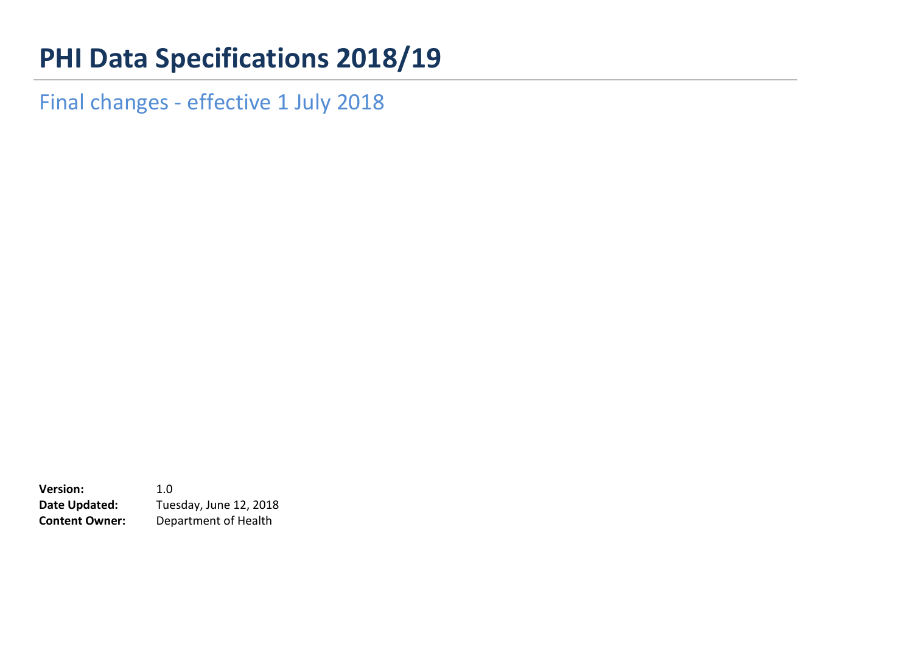# PHI Data Specifications 2018/19

## Final changes - effective 1 July 2018

**Version:** 1.0
**Date Updated:** Tuesday, June 12, 2018
**Content Owner:** Department of Health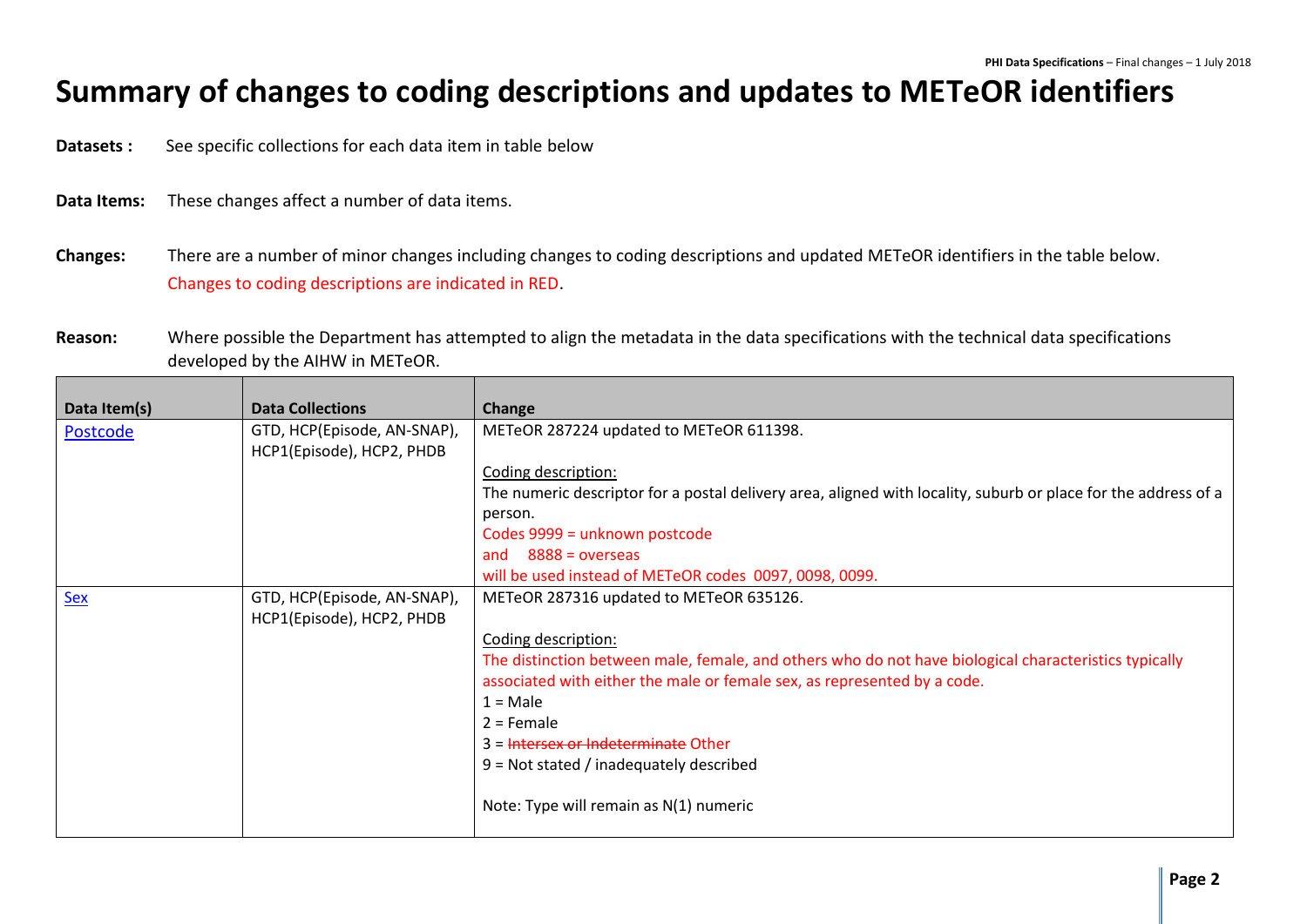# Summary of changes to coding descriptions and updates to METeOR identifiers

**Datasets :** See specific collections for each data item in table below

**Data Items:** These changes affect a number of data items.

**Changes:** There are a number of minor changes including changes to coding descriptions and updated METeOR identifiers in the table below. Changes to coding descriptions are indicated in RED.

**Reason:** Where possible the Department has attempted to align the metadata in the data specifications with the technical data specifications developed by the AIHW in METeOR.

| Data Item(s) | Data Collections | Change |
|---|---|---|
| Postcode | GTD, HCP(Episode, AN-SNAP), HCP1(Episode), HCP2, PHDB | METeOR 287224 updated to METeOR 611398.<br><br>Coding description:<br>The numeric descriptor for a postal delivery area, aligned with locality, suburb or place for the address of a person.<br>Codes 9999 = unknown postcode<br>and 8888 = overseas<br>will be used instead of METeOR codes 0097, 0098, 0099. |
| Sex | GTD, HCP(Episode, AN-SNAP), HCP1(Episode), HCP2, PHDB | METeOR 287316 updated to METeOR 635126.<br><br>Coding description:<br>The distinction between male, female, and others who do not have biological characteristics typically associated with either the male or female sex, as represented by a code.<br>1 = Male<br>2 = Female<br>3 = ~~Intersex or Indeterminate~~ Other<br>9 = Not stated / inadequately described<br><br>Note: Type will remain as N(1) numeric |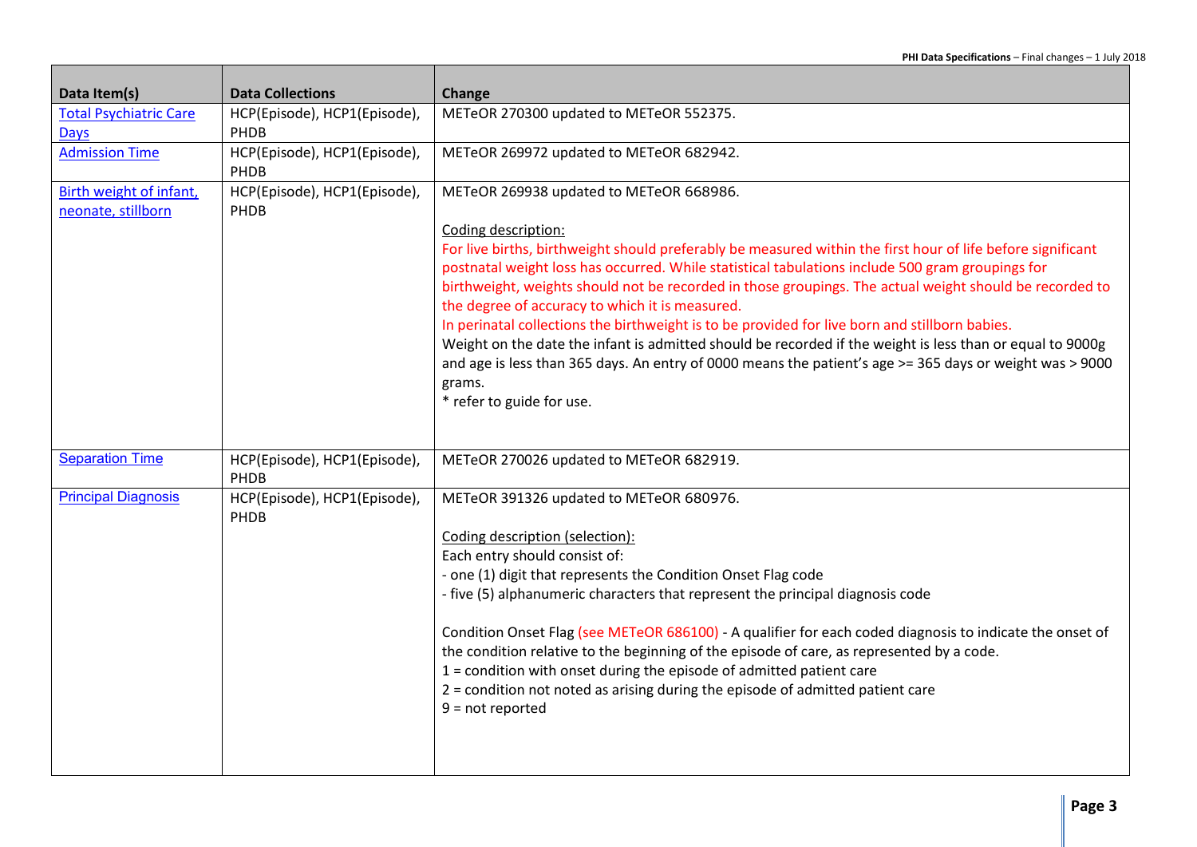| Data Item(s) | Data Collections | Change |
| --- | --- | --- |
| Total Psychiatric Care Days | HCP(Episode), HCP1(Episode), PHDB | METeOR 270300 updated to METeOR 552375. |
| Admission Time | HCP(Episode), HCP1(Episode), PHDB | METeOR 269972 updated to METeOR 682942. |
| Birth weight of infant, neonate, stillborn | HCP(Episode), HCP1(Episode), PHDB | METeOR 269938 updated to METeOR 668986.<br><br>Coding description:<br>For live births, birthweight should preferably be measured within the first hour of life before significant postnatal weight loss has occurred. While statistical tabulations include 500 gram groupings for birthweight, weights should not be recorded in those groupings. The actual weight should be recorded to the degree of accuracy to which it is measured.<br>In perinatal collections the birthweight is to be provided for live born and stillborn babies.<br>Weight on the date the infant is admitted should be recorded if the weight is less than or equal to 9000g and age is less than 365 days. An entry of 0000 means the patient's age >= 365 days or weight was > 9000 grams.<br>* refer to guide for use. |
| Separation Time | HCP(Episode), HCP1(Episode), PHDB | METeOR 270026 updated to METeOR 682919. |
| Principal Diagnosis | HCP(Episode), HCP1(Episode), PHDB | METeOR 391326 updated to METeOR 680976.<br><br>Coding description (selection):<br>Each entry should consist of:<br>- one (1) digit that represents the Condition Onset Flag code<br>- five (5) alphanumeric characters that represent the principal diagnosis code<br><br>Condition Onset Flag (see METeOR 686100) - A qualifier for each coded diagnosis to indicate the onset of the condition relative to the beginning of the episode of care, as represented by a code.<br>1 = condition with onset during the episode of admitted patient care<br>2 = condition not noted as arising during the episode of admitted patient care<br>9 = not reported |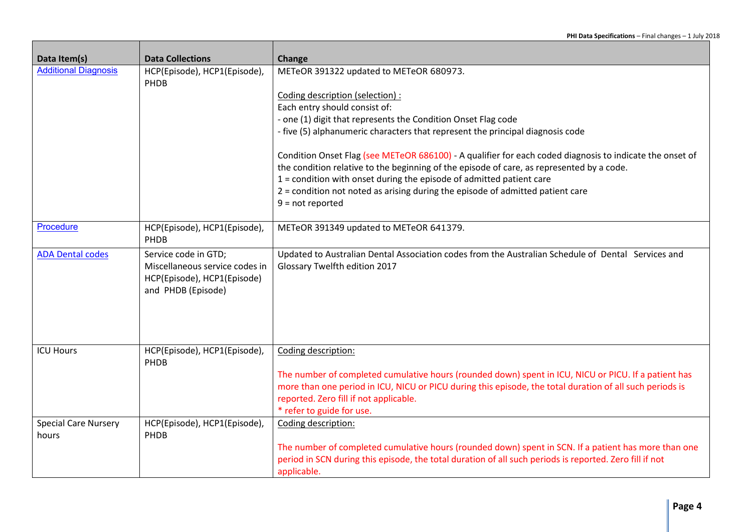| Data Item(s) | Data Collections | Change |
|---|---|---|
| Additional Diagnosis | HCP(Episode), HCP1(Episode), PHDB | METeOR 391322 updated to METeOR 680973.<br><br>Coding description (selection) :<br>Each entry should consist of:<br>- one (1) digit that represents the Condition Onset Flag code<br>- five (5) alphanumeric characters that represent the principal diagnosis code<br><br>Condition Onset Flag (see METeOR 686100) - A qualifier for each coded diagnosis to indicate the onset of the condition relative to the beginning of the episode of care, as represented by a code.<br>1 = condition with onset during the episode of admitted patient care<br>2 = condition not noted as arising during the episode of admitted patient care<br>9 = not reported |
| Procedure | HCP(Episode), HCP1(Episode), PHDB | METeOR 391349 updated to METeOR 641379. |
| ADA Dental codes | Service code in GTD; Miscellaneous service codes in HCP(Episode), HCP1(Episode) and PHDB (Episode) | Updated to Australian Dental Association codes from the Australian Schedule of Dental Services and Glossary Twelfth edition 2017 |
| ICU Hours | HCP(Episode), HCP1(Episode), PHDB | Coding description:<br><br>The number of completed cumulative hours (rounded down) spent in ICU, NICU or PICU. If a patient has more than one period in ICU, NICU or PICU during this episode, the total duration of all such periods is reported. Zero fill if not applicable.<br>* refer to guide for use. |
| Special Care Nursery hours | HCP(Episode), HCP1(Episode), PHDB | Coding description:<br><br>The number of completed cumulative hours (rounded down) spent in SCN. If a patient has more than one period in SCN during this episode, the total duration of all such periods is reported. Zero fill if not applicable. |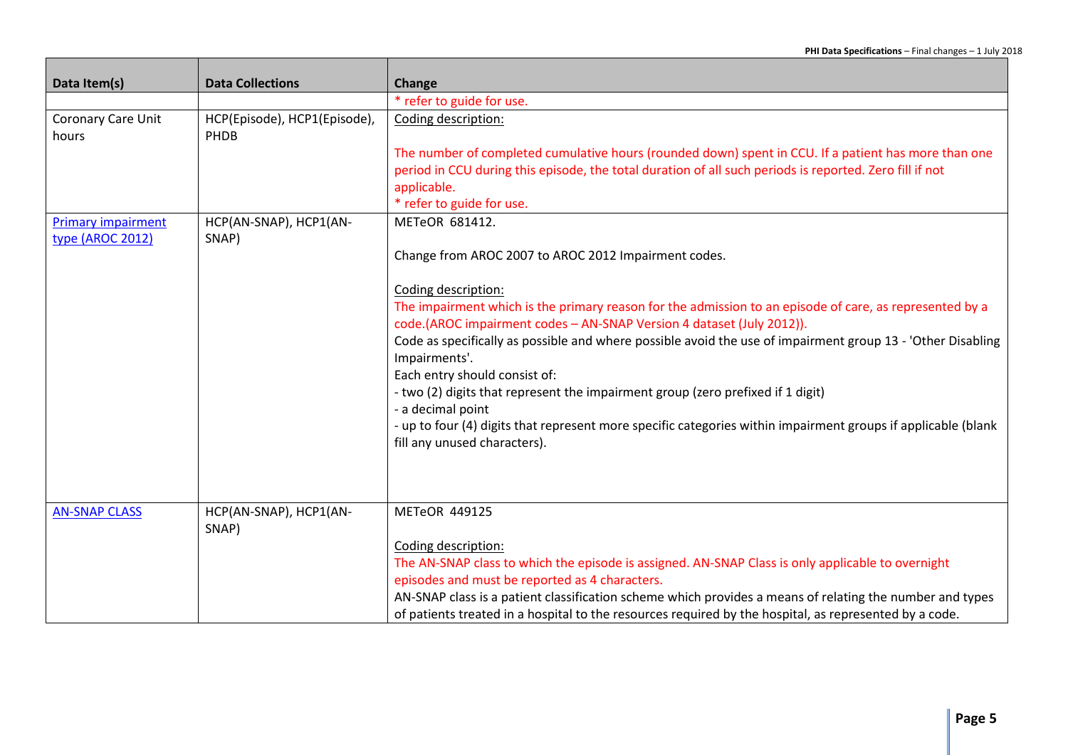| Data Item(s) | Data Collections | Change |
| --- | --- | --- |
| | | * refer to guide for use. |
| Coronary Care Unit hours | HCP(Episode), HCP1(Episode), PHDB | Coding description:<br><br>The number of completed cumulative hours (rounded down) spent in CCU. If a patient has more than one period in CCU during this episode, the total duration of all such periods is reported. Zero fill if not applicable.<br>* refer to guide for use. |
| Primary impairment type (AROC 2012) | HCP(AN-SNAP), HCP1(AN-SNAP) | METeOR 681412.<br><br>Change from AROC 2007 to AROC 2012 Impairment codes.<br><br>Coding description:<br>The impairment which is the primary reason for the admission to an episode of care, as represented by a code.(AROC impairment codes – AN-SNAP Version 4 dataset (July 2012)).<br>Code as specifically as possible and where possible avoid the use of impairment group 13 - 'Other Disabling Impairments'.<br>Each entry should consist of:<br>- two (2) digits that represent the impairment group (zero prefixed if 1 digit)<br>- a decimal point<br>- up to four (4) digits that represent more specific categories within impairment groups if applicable (blank fill any unused characters). |
| AN-SNAP CLASS | HCP(AN-SNAP), HCP1(AN-SNAP) | METeOR 449125<br><br>Coding description:<br>The AN-SNAP class to which the episode is assigned. AN-SNAP Class is only applicable to overnight episodes and must be reported as 4 characters.<br>AN-SNAP class is a patient classification scheme which provides a means of relating the number and types of patients treated in a hospital to the resources required by the hospital, as represented by a code. |